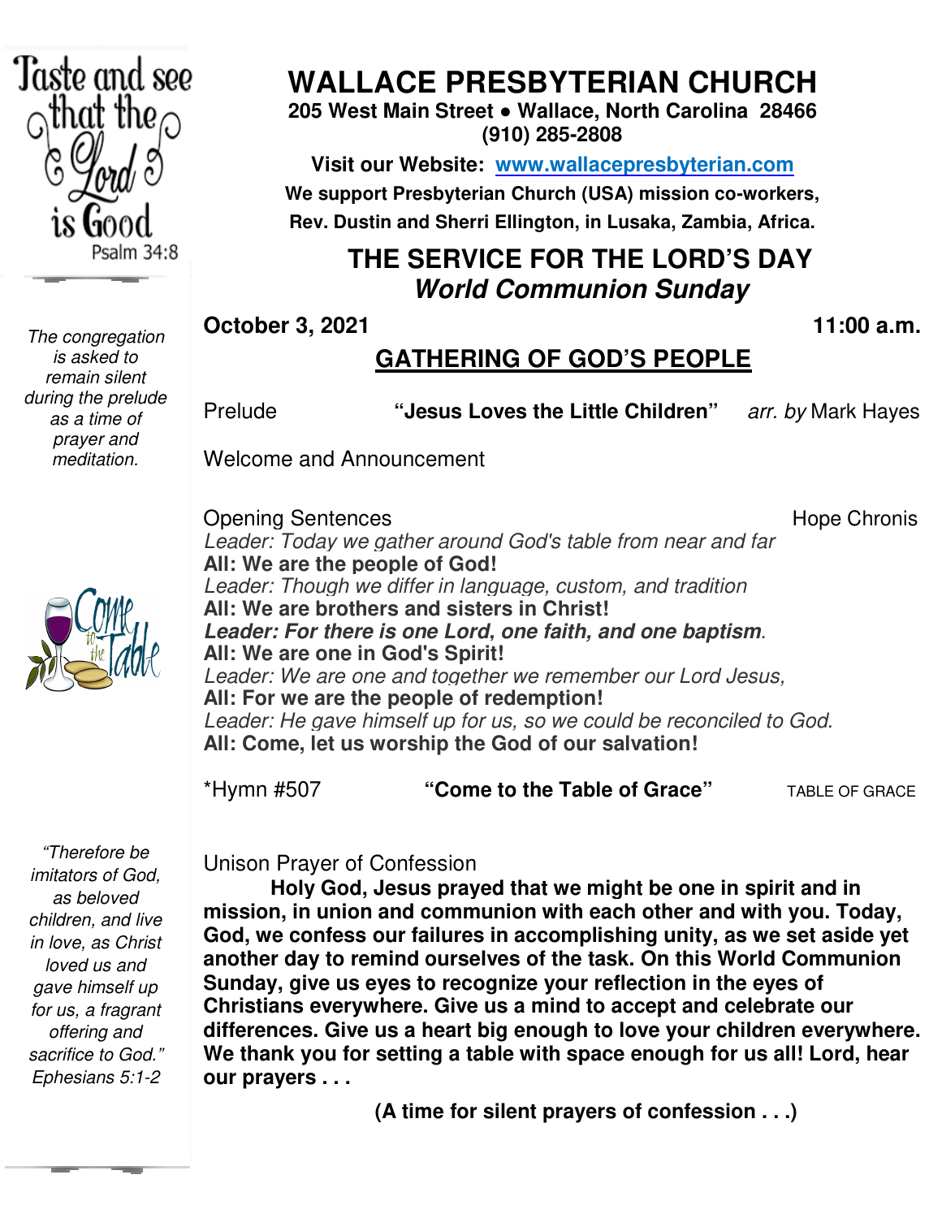Taste and see that the Lord is Good
Psalm 34:8

# WALLACE PRESBYTERIAN CHURCH

**205 West Main Street ● Wallace, North Carolina 28466**
**(910) 285-2808**

**Visit our Website: [www.wallacepresbyterian.com](http://www.wallacepresbyterian.com)**

**We support Presbyterian Church (USA) mission co-workers, Rev. Dustin and Sherri Ellington, in Lusaka, Zambia, Africa.**

## THE SERVICE FOR THE LORD'S DAY
## *World Communion Sunday*

**October 3, 2021** **11:00 a.m.**

## GATHERING OF GOD'S PEOPLE

*The congregation is asked to remain silent during the prelude as a time of prayer and meditation.*

Prelude **"Jesus Loves the Little Children"** *arr. by* Mark Hayes

Welcome and Announcement

Opening Sentences Hope Chronis

*Leader: Today we gather around God's table from near and far*
**All: We are the people of God!**
*Leader: Though we differ in language, custom, and tradition*
**All: We are brothers and sisters in Christ!**
***Leader: For there is one Lord, one faith, and one baptism*.**
**All: We are one in God's Spirit!**
*Leader: We are one and together we remember our Lord Jesus,*
**All: For we are the people of redemption!**
*Leader: He gave himself up for us, so we could be reconciled to God.*
**All: Come, let us worship the God of our salvation!**

\*Hymn #507 **"Come to the Table of Grace"** TABLE OF GRACE

*"Therefore be imitators of God, as beloved children, and live in love, as Christ loved us and gave himself up for us, a fragrant offering and sacrifice to God." Ephesians 5:1-2*

Unison Prayer of Confession

**Holy God, Jesus prayed that we might be one in spirit and in mission, in union and communion with each other and with you. Today, God, we confess our failures in accomplishing unity, as we set aside yet another day to remind ourselves of the task. On this World Communion Sunday, give us eyes to recognize your reflection in the eyes of Christians everywhere. Give us a mind to accept and celebrate our differences. Give us a heart big enough to love your children everywhere. We thank you for setting a table with space enough for us all! Lord, hear our prayers . . .**

**(A time for silent prayers of confession . . .)**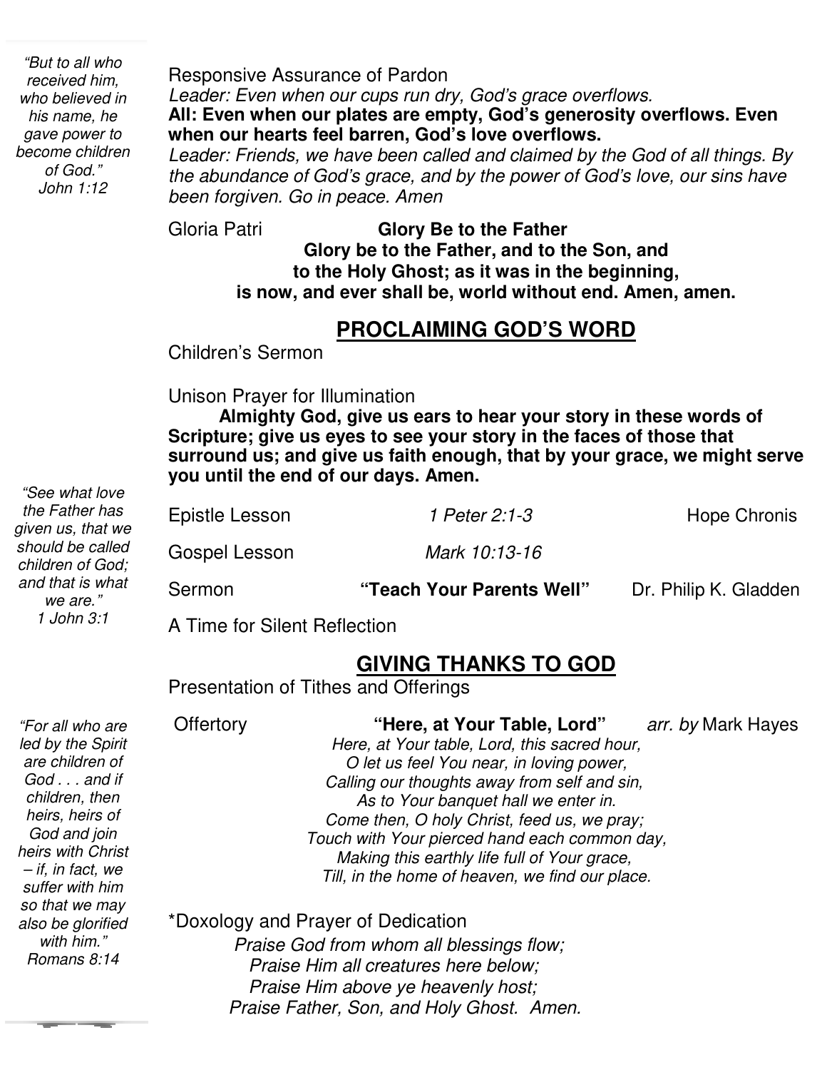*"But to all who received him, who believed in his name, he gave power to become children of God." John 1:12*

Responsive Assurance of Pardon

*Leader: Even when our cups run dry, God's grace overflows.*

**All: Even when our plates are empty, God's generosity overflows. Even when our hearts feel barren, God's love overflows.**

*Leader: Friends, we have been called and claimed by the God of all things. By the abundance of God's grace, and by the power of God's love, our sins have been forgiven. Go in peace. Amen*

Gloria Patri **Glory Be to the Father**

**Glory be to the Father, and to the Son, and
to the Holy Ghost; as it was in the beginning,
is now, and ever shall be, world without end. Amen, amen.**

## PROCLAIMING GOD'S WORD

Children's Sermon

Unison Prayer for Illumination

**Almighty God, give us ears to hear your story in these words of Scripture; give us eyes to see your story in the faces of those that surround us; and give us faith enough, that by your grace, we might serve you until the end of our days. Amen.**

*"See what love the Father has given us, that we should be called children of God; and that is what we are." 1 John 3:1*

Epistle Lesson *1 Peter 2:1-3* Hope Chronis

Gospel Lesson *Mark 10:13-16*

Sermon **"Teach Your Parents Well"** Dr. Philip K. Gladden

A Time for Silent Reflection

## GIVING THANKS TO GOD

Presentation of Tithes and Offerings

*"For all who are led by the Spirit are children of God . . . and if children, then heirs, heirs of God and join heirs with Christ – if, in fact, we suffer with him so that we may also be glorified with him." Romans 8:14*

Offertory **"Here, at Your Table, Lord"** *arr. by* Mark Hayes

*Here, at Your table, Lord, this sacred hour,
O let us feel You near, in loving power,
Calling our thoughts away from self and sin,
As to Your banquet hall we enter in.
Come then, O holy Christ, feed us, we pray;
Touch with Your pierced hand each common day,
Making this earthly life full of Your grace,
Till, in the home of heaven, we find our place.*

*Doxology and Prayer of Dedication

*Praise God from whom all blessings flow;
Praise Him all creatures here below;
Praise Him above ye heavenly host;
Praise Father, Son, and Holy Ghost. Amen.*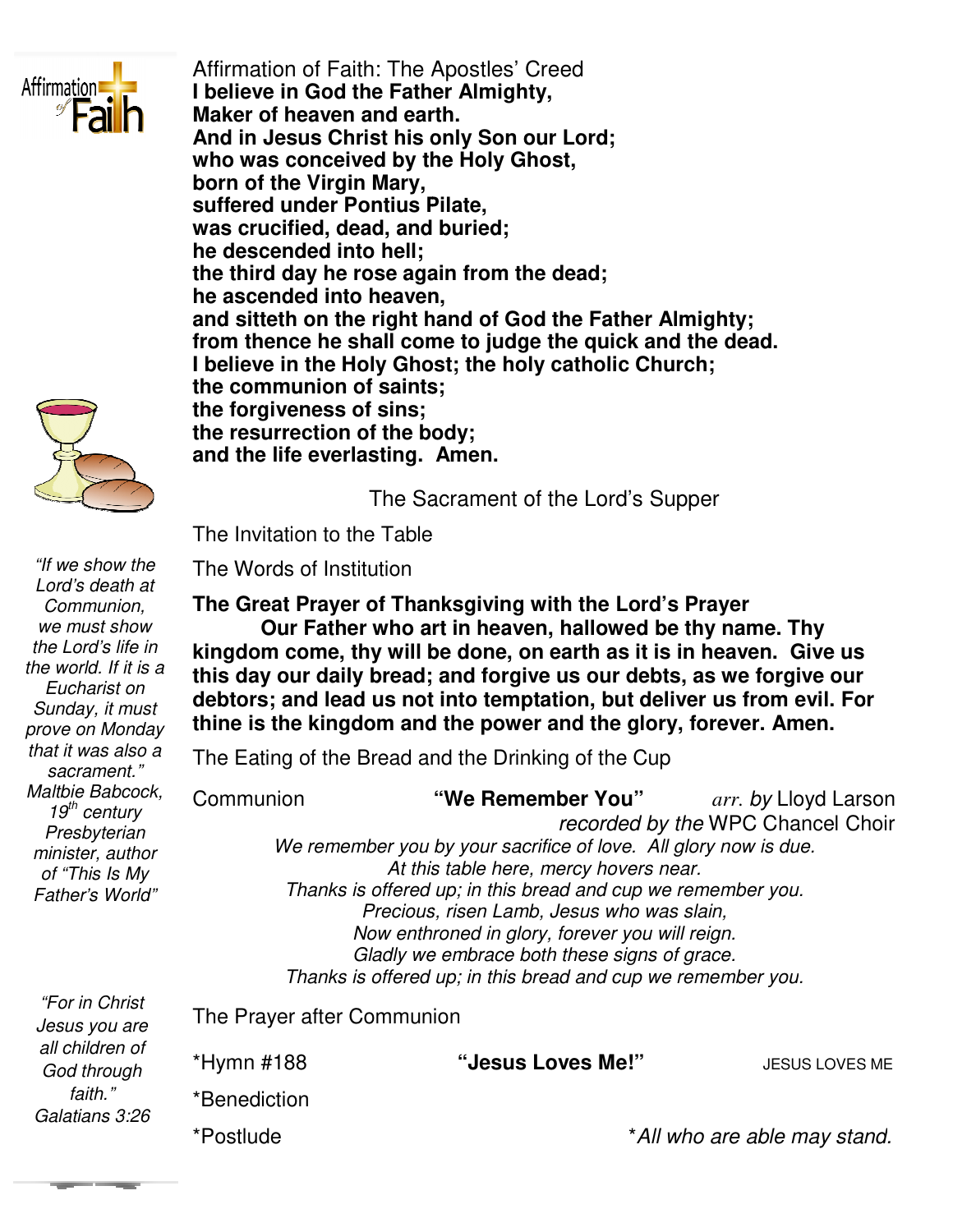Affirmation of Faith: The Apostles' Creed

**I believe in God the Father Almighty,**
**Maker of heaven and earth.**
**And in Jesus Christ his only Son our Lord;**
**who was conceived by the Holy Ghost,**
**born of the Virgin Mary,**
**suffered under Pontius Pilate,**
**was crucified, dead, and buried;**
**he descended into hell;**
**the third day he rose again from the dead;**
**he ascended into heaven,**
**and sitteth on the right hand of God the Father Almighty;**
**from thence he shall come to judge the quick and the dead.**
**I believe in the Holy Ghost; the holy catholic Church;**
**the communion of saints;**
**the forgiveness of sins;**
**the resurrection of the body;**
**and the life everlasting. Amen.**

*"If we show the Lord's death at Communion, we must show the Lord's life in the world. If it is a Eucharist on Sunday, it must prove on Monday that it was also a sacrament."* Maltbie Babcock, 19th century Presbyterian minister, author of "This Is My Father's World"

The Sacrament of the Lord's Supper

The Invitation to the Table

The Words of Institution

**The Great Prayer of Thanksgiving with the Lord's Prayer**

**Our Father who art in heaven, hallowed be thy name. Thy kingdom come, thy will be done, on earth as it is in heaven. Give us this day our daily bread; and forgive us our debts, as we forgive our debtors; and lead us not into temptation, but deliver us from evil. For thine is the kingdom and the power and the glory, forever. Amen.**

The Eating of the Bread and the Drinking of the Cup

Communion **"We Remember You"** *arr. by* Lloyd Larson
*recorded by the* WPC Chancel Choir

*We remember you by your sacrifice of love. All glory now is due.*
*At this table here, mercy hovers near.*
*Thanks is offered up; in this bread and cup we remember you.*
*Precious, risen Lamb, Jesus who was slain,*
*Now enthroned in glory, forever you will reign.*
*Gladly we embrace both these signs of grace.*
*Thanks is offered up; in this bread and cup we remember you.*

*"For in Christ Jesus you are all children of God through faith."* Galatians 3:26

The Prayer after Communion

*Hymn #188 **"Jesus Loves Me!"** JESUS LOVES ME

*Benediction

*Postlude

**All who are able may stand.*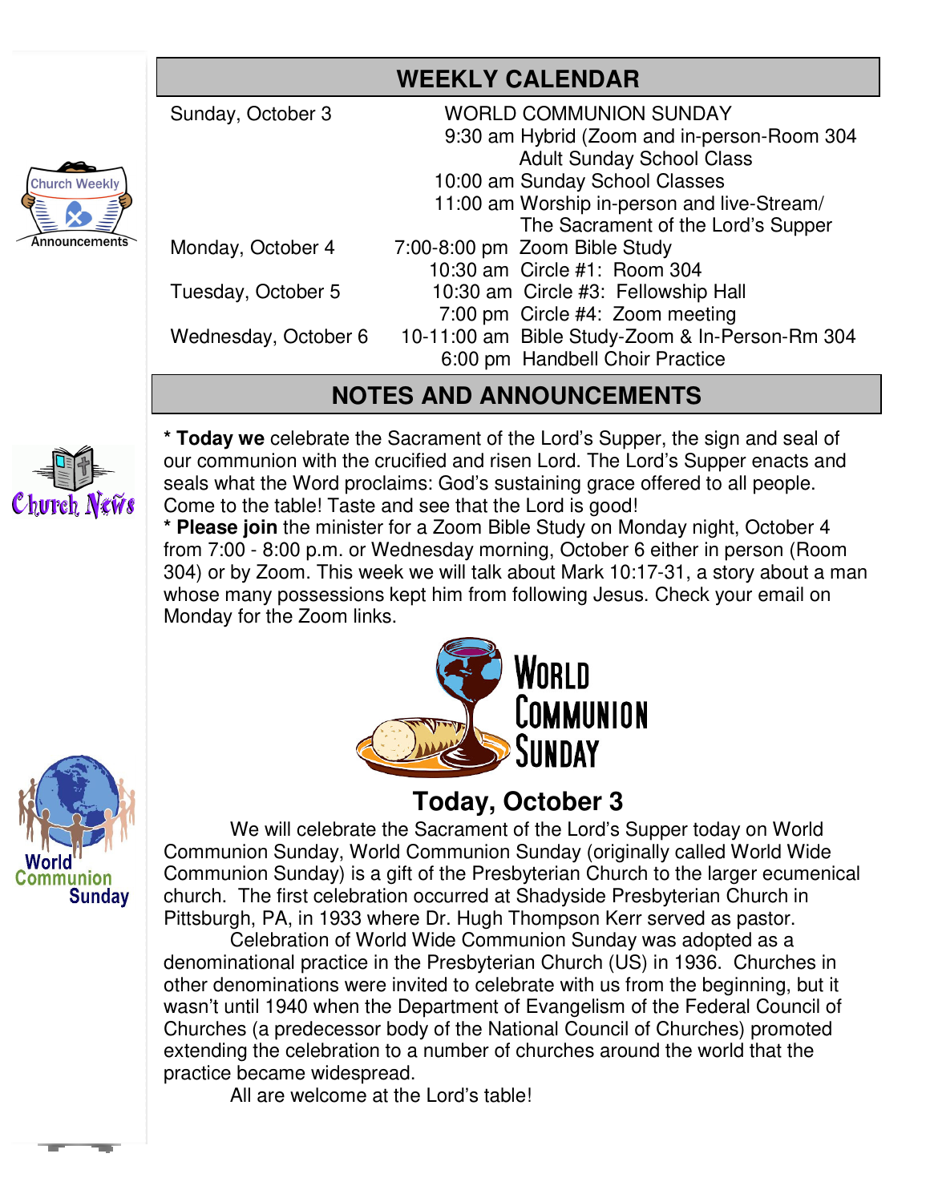## WEEKLY CALENDAR

| | |
|---|---|
| Sunday, October 3 | WORLD COMMUNION SUNDAY |
| | 9:30 am Hybrid (Zoom and in-person-Room 304 Adult Sunday School Class |
| | 10:00 am Sunday School Classes |
| | 11:00 am Worship in-person and live-Stream/ The Sacrament of the Lord's Supper |
| Monday, October 4 | 7:00-8:00 pm Zoom Bible Study |
| | 10:30 am Circle #1: Room 304 |
| Tuesday, October 5 | 10:30 am Circle #3: Fellowship Hall |
| | 7:00 pm Circle #4: Zoom meeting |
| Wednesday, October 6 | 10-11:00 am Bible Study-Zoom & In-Person-Rm 304 |
| | 6:00 pm Handbell Choir Practice |

## NOTES AND ANNOUNCEMENTS

* **Today we** celebrate the Sacrament of the Lord's Supper, the sign and seal of our communion with the crucified and risen Lord. The Lord's Supper enacts and seals what the Word proclaims: God's sustaining grace offered to all people. Come to the table! Taste and see that the Lord is good!

* **Please join** the minister for a Zoom Bible Study on Monday night, October 4 from 7:00 - 8:00 p.m. or Wednesday morning, October 6 either in person (Room 304) or by Zoom. This week we will talk about Mark 10:17-31, a story about a man whose many possessions kept him from following Jesus. Check your email on Monday for the Zoom links.

## WORLD COMMUNION SUNDAY

## Today, October 3

We will celebrate the Sacrament of the Lord's Supper today on World Communion Sunday, World Communion Sunday (originally called World Wide Communion Sunday) is a gift of the Presbyterian Church to the larger ecumenical church. The first celebration occurred at Shadyside Presbyterian Church in Pittsburgh, PA, in 1933 where Dr. Hugh Thompson Kerr served as pastor.

Celebration of World Wide Communion Sunday was adopted as a denominational practice in the Presbyterian Church (US) in 1936. Churches in other denominations were invited to celebrate with us from the beginning, but it wasn't until 1940 when the Department of Evangelism of the Federal Council of Churches (a predecessor body of the National Council of Churches) promoted extending the celebration to a number of churches around the world that the practice became widespread.

All are welcome at the Lord's table!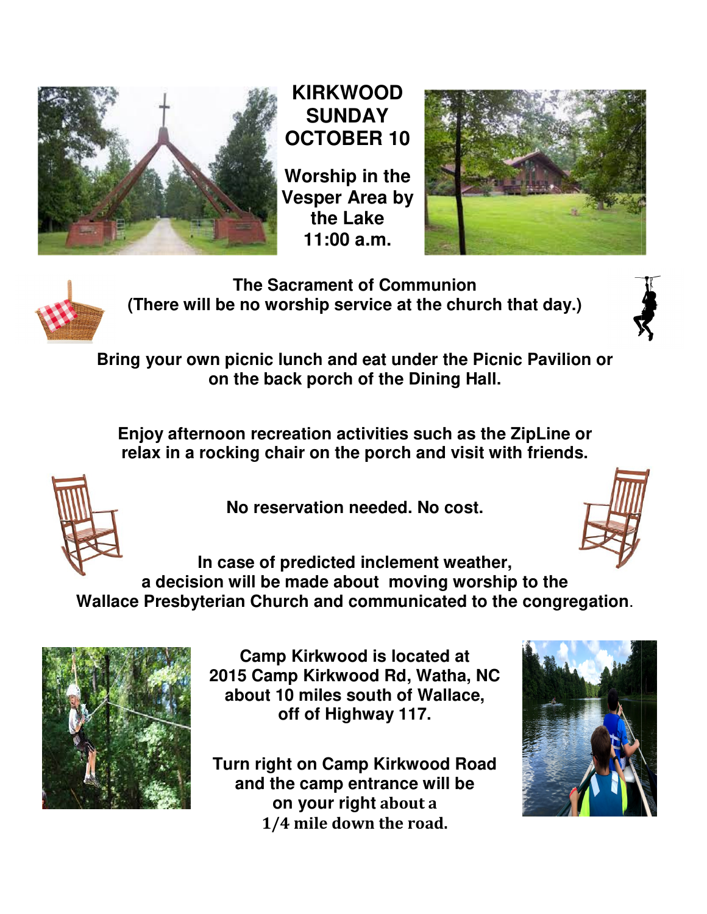# KIRKWOOD SUNDAY OCTOBER 10

**Worship in the Vesper Area by the Lake 11:00 a.m.**

**The Sacrament of Communion**
**(There will be no worship service at the church that day.)**

**Bring your own picnic lunch and eat under the Picnic Pavilion or on the back porch of the Dining Hall.**

**Enjoy afternoon recreation activities such as the ZipLine or relax in a rocking chair on the porch and visit with friends.**

**No reservation needed. No cost.**

**In case of predicted inclement weather, a decision will be made about moving worship to the Wallace Presbyterian Church and communicated to the congregation.**

**Camp Kirkwood is located at 2015 Camp Kirkwood Rd, Watha, NC about 10 miles south of Wallace, off of Highway 117.**

**Turn right on Camp Kirkwood Road and the camp entrance will be on your right about a 1/4 mile down the road.**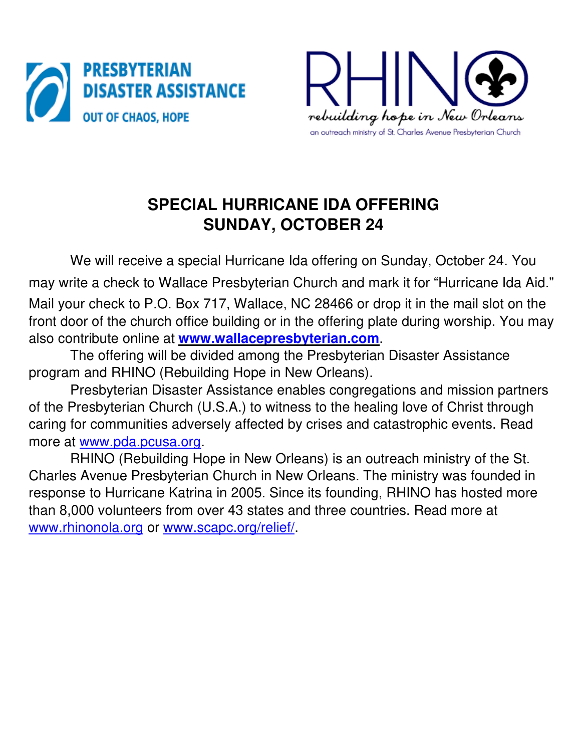PRESBYTERIAN DISASTER ASSISTANCE

OUT OF CHAOS, HOPE

RHINO

rebuilding hope in New Orleans

an outreach ministry of St. Charles Avenue Presbyterian Church

# SPECIAL HURRICANE IDA OFFERING
# SUNDAY, OCTOBER 24

We will receive a special Hurricane Ida offering on Sunday, October 24. You may write a check to Wallace Presbyterian Church and mark it for "Hurricane Ida Aid." Mail your check to P.O. Box 717, Wallace, NC 28466 or drop it in the mail slot on the front door of the church office building or in the offering plate during worship. You may also contribute online at **www.wallacepresbyterian.com**.

The offering will be divided among the Presbyterian Disaster Assistance program and RHINO (Rebuilding Hope in New Orleans).

Presbyterian Disaster Assistance enables congregations and mission partners of the Presbyterian Church (U.S.A.) to witness to the healing love of Christ through caring for communities adversely affected by crises and catastrophic events. Read more at www.pda.pcusa.org.

RHINO (Rebuilding Hope in New Orleans) is an outreach ministry of the St. Charles Avenue Presbyterian Church in New Orleans. The ministry was founded in response to Hurricane Katrina in 2005. Since its founding, RHINO has hosted more than 8,000 volunteers from over 43 states and three countries. Read more at www.rhinonola.org or www.scapc.org/relief/.